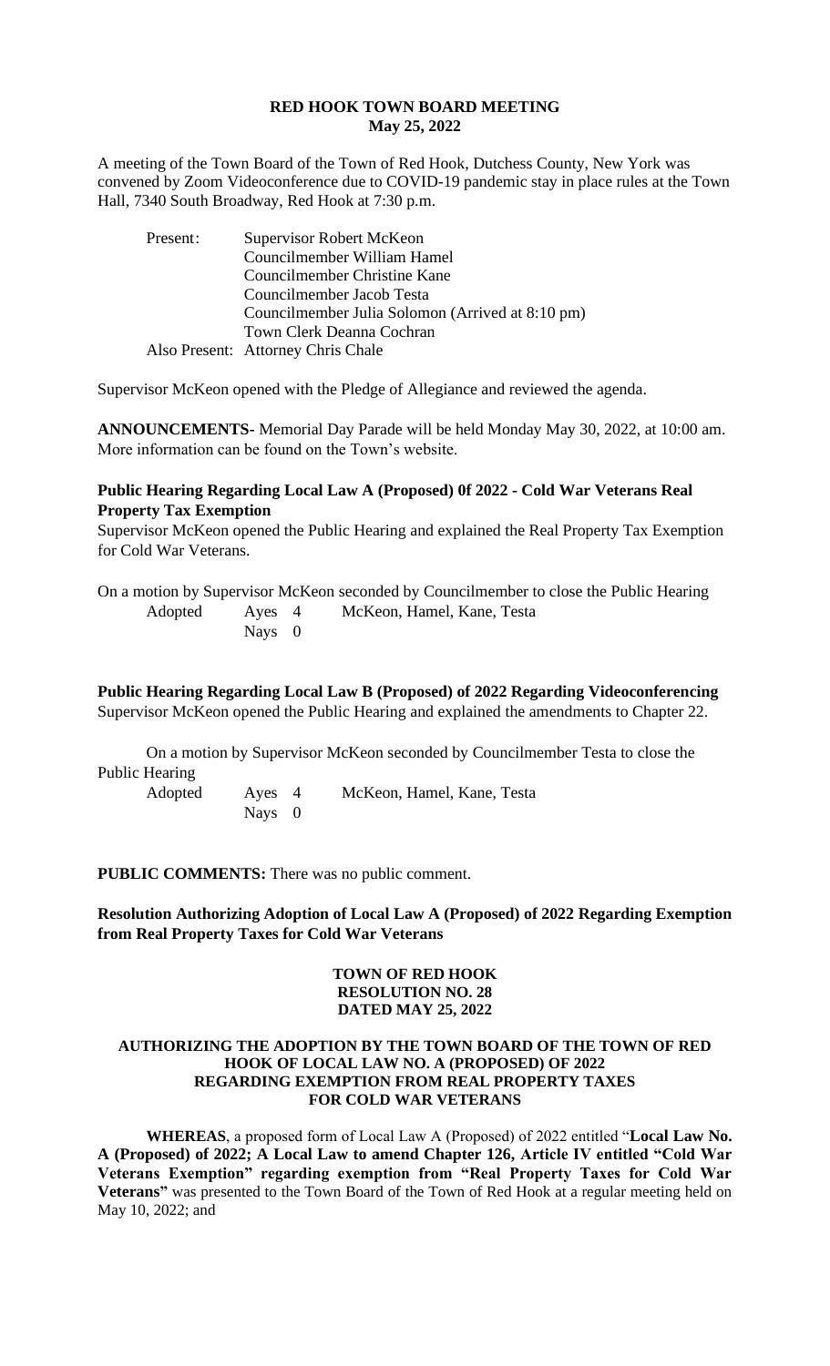# RED HOOK TOWN BOARD MEETING
## May 25, 2022

A meeting of the Town Board of the Town of Red Hook, Dutchess County, New York was convened by Zoom Videoconference due to COVID-19 pandemic stay in place rules at the Town Hall, 7340 South Broadway, Red Hook at 7:30 p.m.

| Present: | Supervisor Robert McKeon |
|---|---|
| | Councilmember William Hamel |
| | Councilmember Christine Kane |
| | Councilmember Jacob Testa |
| | Councilmember Julia Solomon (Arrived at 8:10 pm) |
| | Town Clerk Deanna Cochran |
| Also Present: | Attorney Chris Chale |

Supervisor McKeon opened with the Pledge of Allegiance and reviewed the agenda.

**ANNOUNCEMENTS-** Memorial Day Parade will be held Monday May 30, 2022, at 10:00 am. More information can be found on the Town's website.

**Public Hearing Regarding Local Law A (Proposed) 0f 2022 - Cold War Veterans Real Property Tax Exemption**

Supervisor McKeon opened the Public Hearing and explained the Real Property Tax Exemption for Cold War Veterans.

On a motion by Supervisor McKeon seconded by Councilmember to close the Public Hearing

| Adopted | Ayes 4 | McKeon, Hamel, Kane, Testa |
|---|---|---|
| | Nays 0 | |

**Public Hearing Regarding Local Law B (Proposed) of 2022 Regarding Videoconferencing**

Supervisor McKeon opened the Public Hearing and explained the amendments to Chapter 22.

On a motion by Supervisor McKeon seconded by Councilmember Testa to close the Public Hearing

| Adopted | Ayes 4 | McKeon, Hamel, Kane, Testa |
|---|---|---|
| | Nays 0 | |

**PUBLIC COMMENTS:** There was no public comment.

**Resolution Authorizing Adoption of Local Law A (Proposed) of 2022 Regarding Exemption from Real Property Taxes for Cold War Veterans**

**TOWN OF RED HOOK**
**RESOLUTION NO. 28**
**DATED MAY 25, 2022**

**AUTHORIZING THE ADOPTION BY THE TOWN BOARD OF THE TOWN OF RED HOOK OF LOCAL LAW NO. A (PROPOSED) OF 2022 REGARDING EXEMPTION FROM REAL PROPERTY TAXES FOR COLD WAR VETERANS**

**WHEREAS**, a proposed form of Local Law A (Proposed) of 2022 entitled "**Local Law No. A (Proposed) of 2022; A Local Law to amend Chapter 126, Article IV entitled "Cold War Veterans Exemption" regarding exemption from "Real Property Taxes for Cold War Veterans"** was presented to the Town Board of the Town of Red Hook at a regular meeting held on May 10, 2022; and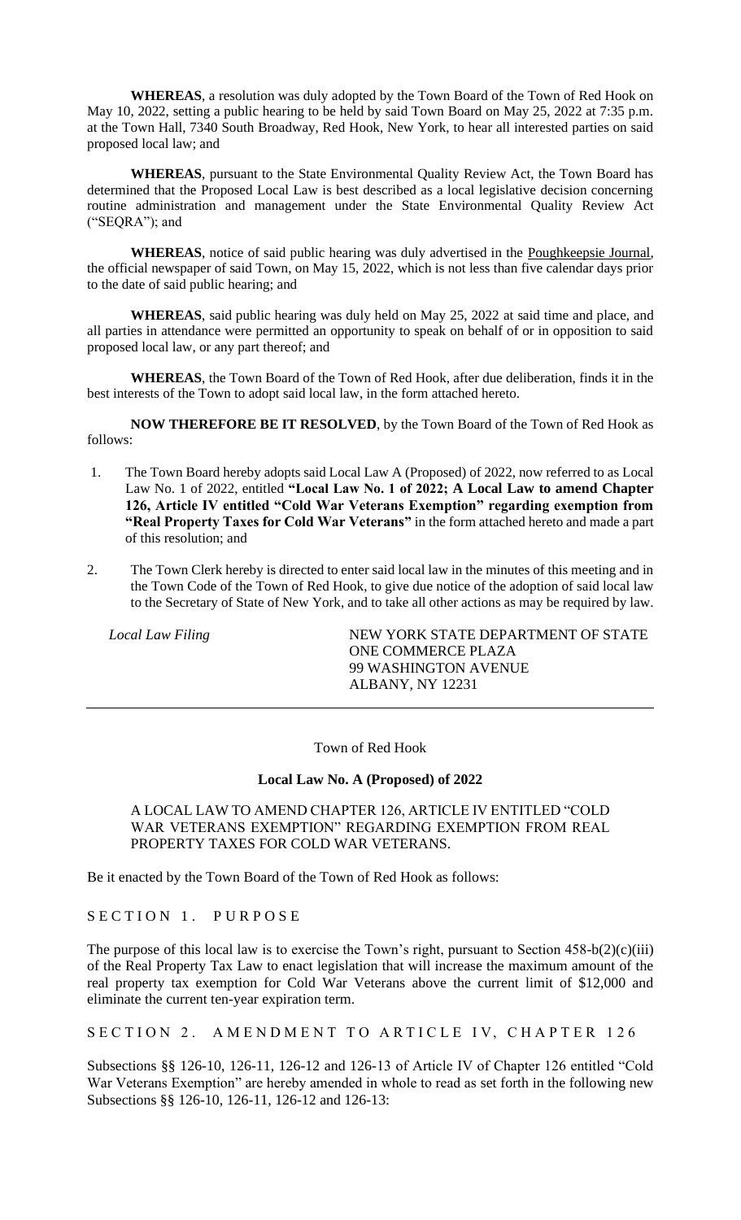**WHEREAS**, a resolution was duly adopted by the Town Board of the Town of Red Hook on May 10, 2022, setting a public hearing to be held by said Town Board on May 25, 2022 at 7:35 p.m. at the Town Hall, 7340 South Broadway, Red Hook, New York, to hear all interested parties on said proposed local law; and

**WHEREAS**, pursuant to the State Environmental Quality Review Act, the Town Board has determined that the Proposed Local Law is best described as a local legislative decision concerning routine administration and management under the State Environmental Quality Review Act ("SEQRA"); and

**WHEREAS**, notice of said public hearing was duly advertised in the Poughkeepsie Journal, the official newspaper of said Town, on May 15, 2022, which is not less than five calendar days prior to the date of said public hearing; and

**WHEREAS**, said public hearing was duly held on May 25, 2022 at said time and place, and all parties in attendance were permitted an opportunity to speak on behalf of or in opposition to said proposed local law, or any part thereof; and

**WHEREAS**, the Town Board of the Town of Red Hook, after due deliberation, finds it in the best interests of the Town to adopt said local law, in the form attached hereto.

**NOW THEREFORE BE IT RESOLVED**, by the Town Board of the Town of Red Hook as follows:

1. The Town Board hereby adopts said Local Law A (Proposed) of 2022, now referred to as Local Law No. 1 of 2022, entitled **"Local Law No. 1 of 2022; A Local Law to amend Chapter 126, Article IV entitled "Cold War Veterans Exemption" regarding exemption from "Real Property Taxes for Cold War Veterans"** in the form attached hereto and made a part of this resolution; and

2. The Town Clerk hereby is directed to enter said local law in the minutes of this meeting and in the Town Code of the Town of Red Hook, to give due notice of the adoption of said local law to the Secretary of State of New York, and to take all other actions as may be required by law.

*Local Law Filing*

NEW YORK STATE DEPARTMENT OF STATE
ONE COMMERCE PLAZA
99 WASHINGTON AVENUE
ALBANY, NY 12231

---

Town of Red Hook

**Local Law No. A (Proposed) of 2022**

A LOCAL LAW TO AMEND CHAPTER 126, ARTICLE IV ENTITLED "COLD WAR VETERANS EXEMPTION" REGARDING EXEMPTION FROM REAL PROPERTY TAXES FOR COLD WAR VETERANS.

Be it enacted by the Town Board of the Town of Red Hook as follows:

SECTION 1. PURPOSE

The purpose of this local law is to exercise the Town's right, pursuant to Section 458-b(2)(c)(iii) of the Real Property Tax Law to enact legislation that will increase the maximum amount of the real property tax exemption for Cold War Veterans above the current limit of $12,000 and eliminate the current ten-year expiration term.

SECTION 2. AMENDMENT TO ARTICLE IV, CHAPTER 126

Subsections §§ 126-10, 126-11, 126-12 and 126-13 of Article IV of Chapter 126 entitled "Cold War Veterans Exemption" are hereby amended in whole to read as set forth in the following new Subsections §§ 126-10, 126-11, 126-12 and 126-13: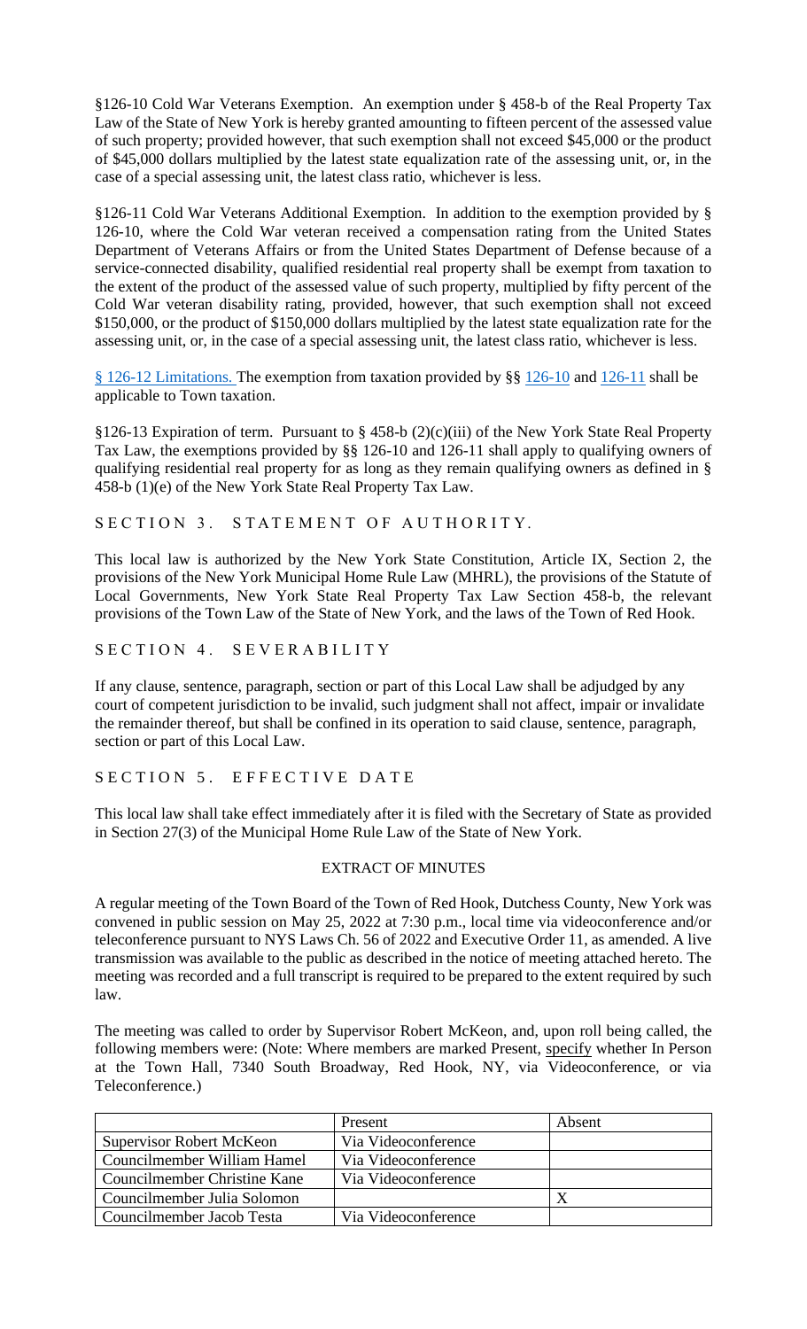§126-10 Cold War Veterans Exemption. An exemption under § 458-b of the Real Property Tax Law of the State of New York is hereby granted amounting to fifteen percent of the assessed value of such property; provided however, that such exemption shall not exceed $45,000 or the product of $45,000 dollars multiplied by the latest state equalization rate of the assessing unit, or, in the case of a special assessing unit, the latest class ratio, whichever is less.

§126-11 Cold War Veterans Additional Exemption. In addition to the exemption provided by § 126-10, where the Cold War veteran received a compensation rating from the United States Department of Veterans Affairs or from the United States Department of Defense because of a service-connected disability, qualified residential real property shall be exempt from taxation to the extent of the product of the assessed value of such property, multiplied by fifty percent of the Cold War veteran disability rating, provided, however, that such exemption shall not exceed $150,000, or the product of $150,000 dollars multiplied by the latest state equalization rate for the assessing unit, or, in the case of a special assessing unit, the latest class ratio, whichever is less.

§ 126-12 Limitations. The exemption from taxation provided by §§ 126-10 and 126-11 shall be applicable to Town taxation.

§126-13 Expiration of term. Pursuant to § 458-b (2)(c)(iii) of the New York State Real Property Tax Law, the exemptions provided by §§ 126-10 and 126-11 shall apply to qualifying owners of qualifying residential real property for as long as they remain qualifying owners as defined in § 458-b (1)(e) of the New York State Real Property Tax Law.

## SECTION 3. STATEMENT OF AUTHORITY.

This local law is authorized by the New York State Constitution, Article IX, Section 2, the provisions of the New York Municipal Home Rule Law (MHRL), the provisions of the Statute of Local Governments, New York State Real Property Tax Law Section 458-b, the relevant provisions of the Town Law of the State of New York, and the laws of the Town of Red Hook.

## SECTION 4. SEVERABILITY

If any clause, sentence, paragraph, section or part of this Local Law shall be adjudged by any court of competent jurisdiction to be invalid, such judgment shall not affect, impair or invalidate the remainder thereof, but shall be confined in its operation to said clause, sentence, paragraph, section or part of this Local Law.

## SECTION 5. EFFECTIVE DATE

This local law shall take effect immediately after it is filed with the Secretary of State as provided in Section 27(3) of the Municipal Home Rule Law of the State of New York.

## EXTRACT OF MINUTES

A regular meeting of the Town Board of the Town of Red Hook, Dutchess County, New York was convened in public session on May 25, 2022 at 7:30 p.m., local time via videoconference and/or teleconference pursuant to NYS Laws Ch. 56 of 2022 and Executive Order 11, as amended. A live transmission was available to the public as described in the notice of meeting attached hereto. The meeting was recorded and a full transcript is required to be prepared to the extent required by such law.

The meeting was called to order by Supervisor Robert McKeon, and, upon roll being called, the following members were: (Note: Where members are marked Present, specify whether In Person at the Town Hall, 7340 South Broadway, Red Hook, NY, via Videoconference, or via Teleconference.)

| | Present | Absent |
|---|---|---|
| Supervisor Robert McKeon | Via Videoconference | |
| Councilmember William Hamel | Via Videoconference | |
| Councilmember Christine Kane | Via Videoconference | |
| Councilmember Julia Solomon | | X |
| Councilmember Jacob Testa | Via Videoconference | |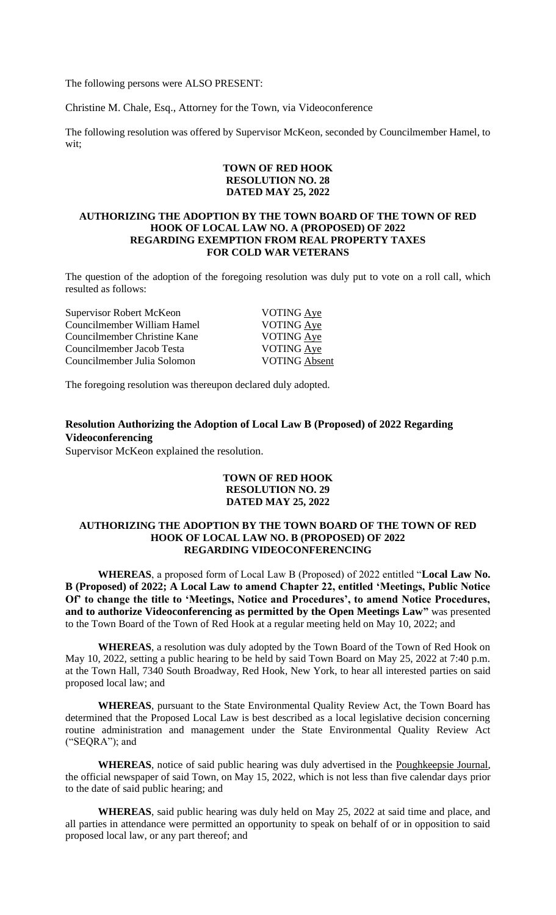The following persons were ALSO PRESENT:

Christine M. Chale, Esq., Attorney for the Town, via Videoconference

The following resolution was offered by Supervisor McKeon, seconded by Councilmember Hamel, to wit;

**TOWN OF RED HOOK**
**RESOLUTION NO. 28**
**DATED MAY 25, 2022**

**AUTHORIZING THE ADOPTION BY THE TOWN BOARD OF THE TOWN OF RED HOOK OF LOCAL LAW NO. A (PROPOSED) OF 2022 REGARDING EXEMPTION FROM REAL PROPERTY TAXES FOR COLD WAR VETERANS**

The question of the adoption of the foregoing resolution was duly put to vote on a roll call, which resulted as follows:

| | |
|---|---|
| Supervisor Robert McKeon | VOTING Aye |
| Councilmember William Hamel | VOTING Aye |
| Councilmember Christine Kane | VOTING Aye |
| Councilmember Jacob Testa | VOTING Aye |
| Councilmember Julia Solomon | VOTING Absent |

The foregoing resolution was thereupon declared duly adopted.

**Resolution Authorizing the Adoption of Local Law B (Proposed) of 2022 Regarding Videoconferencing**

Supervisor McKeon explained the resolution.

**TOWN OF RED HOOK**
**RESOLUTION NO. 29**
**DATED MAY 25, 2022**

**AUTHORIZING THE ADOPTION BY THE TOWN BOARD OF THE TOWN OF RED HOOK OF LOCAL LAW NO. B (PROPOSED) OF 2022 REGARDING VIDEOCONFERENCING**

**WHEREAS**, a proposed form of Local Law B (Proposed) of 2022 entitled "**Local Law No. B (Proposed) of 2022; A Local Law to amend Chapter 22, entitled 'Meetings, Public Notice Of' to change the title to 'Meetings, Notice and Procedures', to amend Notice Procedures, and to authorize Videoconferencing as permitted by the Open Meetings Law"** was presented to the Town Board of the Town of Red Hook at a regular meeting held on May 10, 2022; and

**WHEREAS**, a resolution was duly adopted by the Town Board of the Town of Red Hook on May 10, 2022, setting a public hearing to be held by said Town Board on May 25, 2022 at 7:40 p.m. at the Town Hall, 7340 South Broadway, Red Hook, New York, to hear all interested parties on said proposed local law; and

**WHEREAS**, pursuant to the State Environmental Quality Review Act, the Town Board has determined that the Proposed Local Law is best described as a local legislative decision concerning routine administration and management under the State Environmental Quality Review Act ("SEQRA"); and

**WHEREAS**, notice of said public hearing was duly advertised in the Poughkeepsie Journal, the official newspaper of said Town, on May 15, 2022, which is not less than five calendar days prior to the date of said public hearing; and

**WHEREAS**, said public hearing was duly held on May 25, 2022 at said time and place, and all parties in attendance were permitted an opportunity to speak on behalf of or in opposition to said proposed local law, or any part thereof; and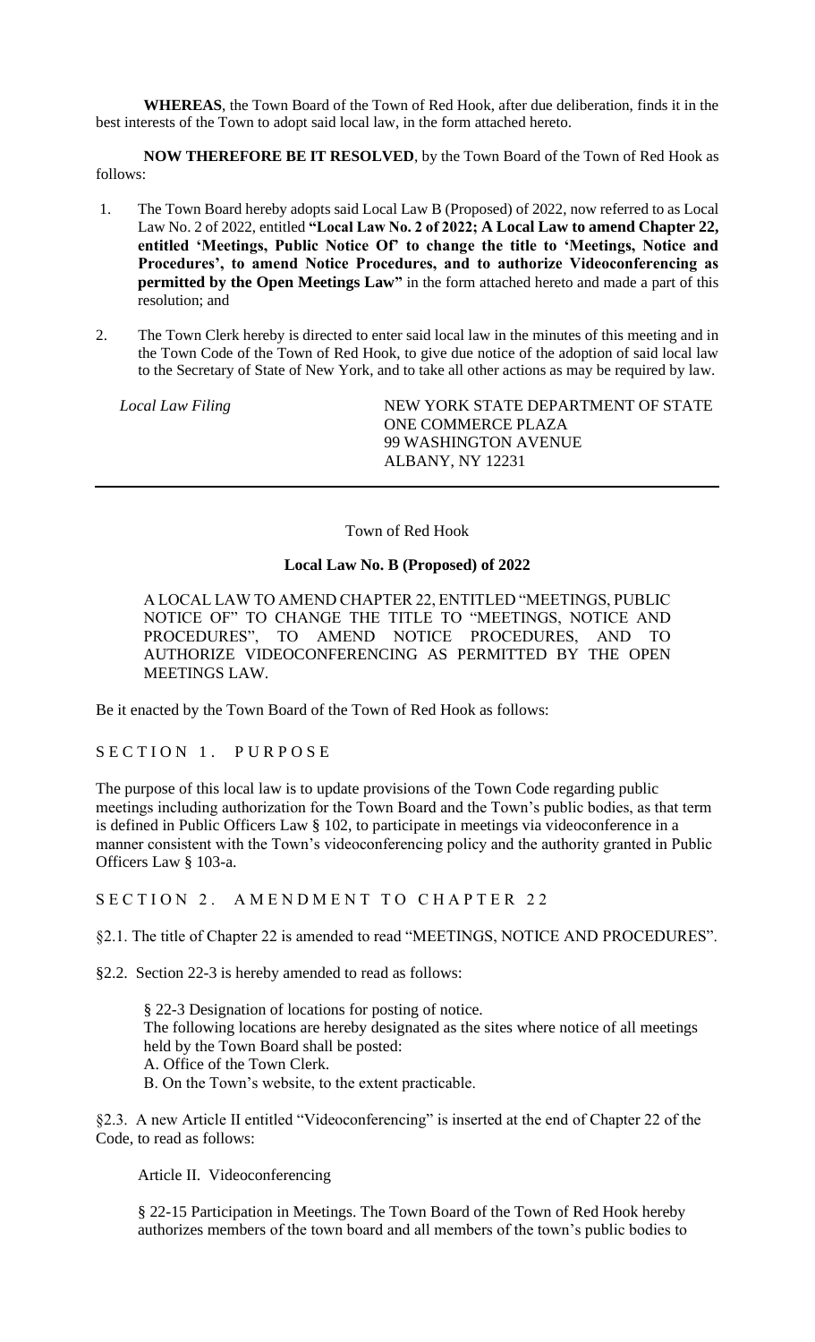**WHEREAS**, the Town Board of the Town of Red Hook, after due deliberation, finds it in the best interests of the Town to adopt said local law, in the form attached hereto.

**NOW THEREFORE BE IT RESOLVED**, by the Town Board of the Town of Red Hook as follows:

1. The Town Board hereby adopts said Local Law B (Proposed) of 2022, now referred to as Local Law No. 2 of 2022, entitled **"Local Law No. 2 of 2022; A Local Law to amend Chapter 22, entitled 'Meetings, Public Notice Of' to change the title to 'Meetings, Notice and Procedures', to amend Notice Procedures, and to authorize Videoconferencing as permitted by the Open Meetings Law"** in the form attached hereto and made a part of this resolution; and

2. The Town Clerk hereby is directed to enter said local law in the minutes of this meeting and in the Town Code of the Town of Red Hook, to give due notice of the adoption of said local law to the Secretary of State of New York, and to take all other actions as may be required by law.

*Local Law Filing*

NEW YORK STATE DEPARTMENT OF STATE
ONE COMMERCE PLAZA
99 WASHINGTON AVENUE
ALBANY, NY 12231

---

Town of Red Hook

**Local Law No. B (Proposed) of 2022**

A LOCAL LAW TO AMEND CHAPTER 22, ENTITLED "MEETINGS, PUBLIC NOTICE OF" TO CHANGE THE TITLE TO "MEETINGS, NOTICE AND PROCEDURES", TO AMEND NOTICE PROCEDURES, AND TO AUTHORIZE VIDEOCONFERENCING AS PERMITTED BY THE OPEN MEETINGS LAW.

Be it enacted by the Town Board of the Town of Red Hook as follows:

SECTION 1. PURPOSE

The purpose of this local law is to update provisions of the Town Code regarding public meetings including authorization for the Town Board and the Town's public bodies, as that term is defined in Public Officers Law § 102, to participate in meetings via videoconference in a manner consistent with the Town's videoconferencing policy and the authority granted in Public Officers Law § 103-a.

SECTION 2. AMENDMENT TO CHAPTER 22

§2.1. The title of Chapter 22 is amended to read "MEETINGS, NOTICE AND PROCEDURES".

§2.2. Section 22-3 is hereby amended to read as follows:

§ 22-3 Designation of locations for posting of notice.
The following locations are hereby designated as the sites where notice of all meetings held by the Town Board shall be posted:
A. Office of the Town Clerk.
B. On the Town's website, to the extent practicable.

§2.3. A new Article II entitled "Videoconferencing" is inserted at the end of Chapter 22 of the Code, to read as follows:

Article II. Videoconferencing

§ 22-15 Participation in Meetings. The Town Board of the Town of Red Hook hereby authorizes members of the town board and all members of the town's public bodies to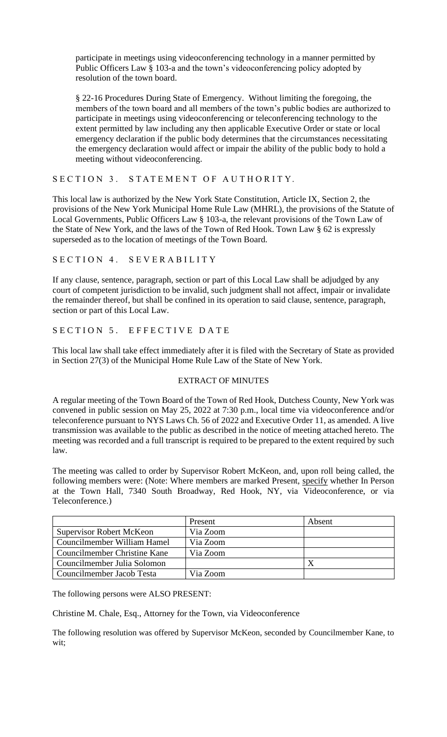participate in meetings using videoconferencing technology in a manner permitted by Public Officers Law § 103-a and the town's videoconferencing policy adopted by resolution of the town board.

§ 22-16 Procedures During State of Emergency. Without limiting the foregoing, the members of the town board and all members of the town's public bodies are authorized to participate in meetings using videoconferencing or teleconferencing technology to the extent permitted by law including any then applicable Executive Order or state or local emergency declaration if the public body determines that the circumstances necessitating the emergency declaration would affect or impair the ability of the public body to hold a meeting without videoconferencing.

## SECTION 3. STATEMENT OF AUTHORITY.

This local law is authorized by the New York State Constitution, Article IX, Section 2, the provisions of the New York Municipal Home Rule Law (MHRL), the provisions of the Statute of Local Governments, Public Officers Law § 103-a, the relevant provisions of the Town Law of the State of New York, and the laws of the Town of Red Hook. Town Law § 62 is expressly superseded as to the location of meetings of the Town Board.

## SECTION 4. SEVERABILITY

If any clause, sentence, paragraph, section or part of this Local Law shall be adjudged by any court of competent jurisdiction to be invalid, such judgment shall not affect, impair or invalidate the remainder thereof, but shall be confined in its operation to said clause, sentence, paragraph, section or part of this Local Law.

## SECTION 5. EFFECTIVE DATE

This local law shall take effect immediately after it is filed with the Secretary of State as provided in Section 27(3) of the Municipal Home Rule Law of the State of New York.

## EXTRACT OF MINUTES

A regular meeting of the Town Board of the Town of Red Hook, Dutchess County, New York was convened in public session on May 25, 2022 at 7:30 p.m., local time via videoconference and/or teleconference pursuant to NYS Laws Ch. 56 of 2022 and Executive Order 11, as amended. A live transmission was available to the public as described in the notice of meeting attached hereto. The meeting was recorded and a full transcript is required to be prepared to the extent required by such law.

The meeting was called to order by Supervisor Robert McKeon, and, upon roll being called, the following members were: (Note: Where members are marked Present, specify whether In Person at the Town Hall, 7340 South Broadway, Red Hook, NY, via Videoconference, or via Teleconference.)

| | Present | Absent |
|---|---|---|
| Supervisor Robert McKeon | Via Zoom | |
| Councilmember William Hamel | Via Zoom | |
| Councilmember Christine Kane | Via Zoom | |
| Councilmember Julia Solomon | | X |
| Councilmember Jacob Testa | Via Zoom | |

The following persons were ALSO PRESENT:

Christine M. Chale, Esq., Attorney for the Town, via Videoconference

The following resolution was offered by Supervisor McKeon, seconded by Councilmember Kane, to wit;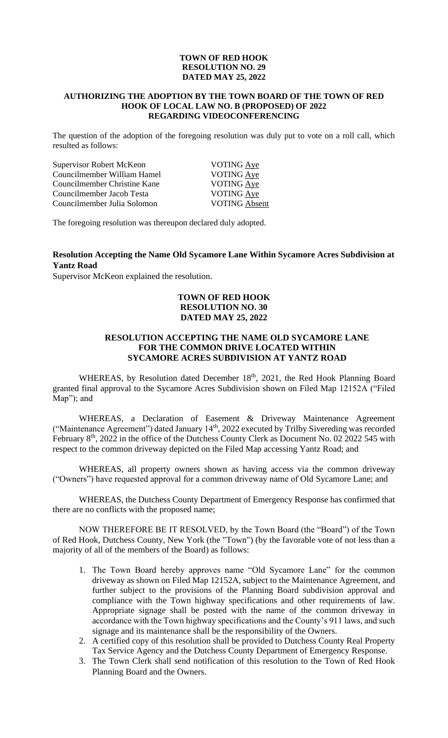**TOWN OF RED HOOK**
**RESOLUTION NO. 29**
**DATED MAY 25, 2022**

**AUTHORIZING THE ADOPTION BY THE TOWN BOARD OF THE TOWN OF RED HOOK OF LOCAL LAW NO. B (PROPOSED) OF 2022 REGARDING VIDEOCONFERENCING**

The question of the adoption of the foregoing resolution was duly put to vote on a roll call, which resulted as follows:

| | |
|---|---|
| Supervisor Robert McKeon | VOTING Aye |
| Councilmember William Hamel | VOTING Aye |
| Councilmember Christine Kane | VOTING Aye |
| Councilmember Jacob Testa | VOTING Aye |
| Councilmember Julia Solomon | VOTING Absent |

The foregoing resolution was thereupon declared duly adopted.

**Resolution Accepting the Name Old Sycamore Lane Within Sycamore Acres Subdivision at Yantz Road**

Supervisor McKeon explained the resolution.

**TOWN OF RED HOOK**
**RESOLUTION NO. 30**
**DATED MAY 25, 2022**

**RESOLUTION ACCEPTING THE NAME OLD SYCAMORE LANE FOR THE COMMON DRIVE LOCATED WITHIN SYCAMORE ACRES SUBDIVISION AT YANTZ ROAD**

WHEREAS, by Resolution dated December 18th, 2021, the Red Hook Planning Board granted final approval to the Sycamore Acres Subdivision shown on Filed Map 12152A ("Filed Map"); and

WHEREAS, a Declaration of Easement & Driveway Maintenance Agreement ("Maintenance Agreement") dated January 14th, 2022 executed by Trilby Sivereding was recorded February 8th, 2022 in the office of the Dutchess County Clerk as Document No. 02 2022 545 with respect to the common driveway depicted on the Filed Map accessing Yantz Road; and

WHEREAS, all property owners shown as having access via the common driveway ("Owners") have requested approval for a common driveway name of Old Sycamore Lane; and

WHEREAS, the Dutchess County Department of Emergency Response has confirmed that there are no conflicts with the proposed name;

NOW THEREFORE BE IT RESOLVED, by the Town Board (the "Board") of the Town of Red Hook, Dutchess County, New York (the "Town") (by the favorable vote of not less than a majority of all of the members of the Board) as follows:

1. The Town Board hereby approves name "Old Sycamore Lane" for the common driveway as shown on Filed Map 12152A, subject to the Maintenance Agreement, and further subject to the provisions of the Planning Board subdivision approval and compliance with the Town highway specifications and other requirements of law. Appropriate signage shall be posted with the name of the common driveway in accordance with the Town highway specifications and the County's 911 laws, and such signage and its maintenance shall be the responsibility of the Owners.
2. A certified copy of this resolution shall be provided to Dutchess County Real Property Tax Service Agency and the Dutchess County Department of Emergency Response.
3. The Town Clerk shall send notification of this resolution to the Town of Red Hook Planning Board and the Owners.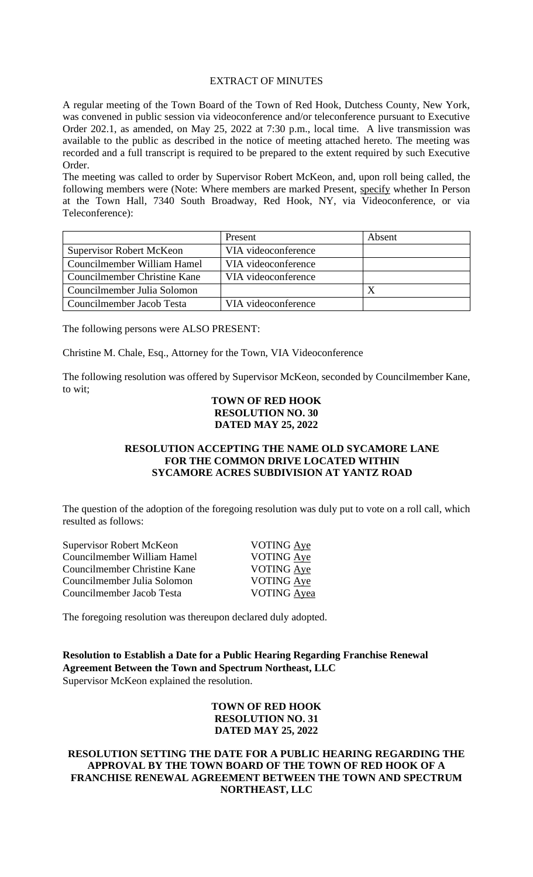EXTRACT OF MINUTES

A regular meeting of the Town Board of the Town of Red Hook, Dutchess County, New York, was convened in public session via videoconference and/or teleconference pursuant to Executive Order 202.1, as amended, on May 25, 2022 at 7:30 p.m., local time. A live transmission was available to the public as described in the notice of meeting attached hereto. The meeting was recorded and a full transcript is required to be prepared to the extent required by such Executive Order.

The meeting was called to order by Supervisor Robert McKeon, and, upon roll being called, the following members were (Note: Where members are marked Present, specify whether In Person at the Town Hall, 7340 South Broadway, Red Hook, NY, via Videoconference, or via Teleconference):

| | Present | Absent |
|---|---|---|
| Supervisor Robert McKeon | VIA videoconference | |
| Councilmember William Hamel | VIA videoconference | |
| Councilmember Christine Kane | VIA videoconference | |
| Councilmember Julia Solomon | | X |
| Councilmember Jacob Testa | VIA videoconference | |

The following persons were ALSO PRESENT:

Christine M. Chale, Esq., Attorney for the Town, VIA Videoconference

The following resolution was offered by Supervisor McKeon, seconded by Councilmember Kane, to wit;

**TOWN OF RED HOOK**
**RESOLUTION NO. 30**
**DATED MAY 25, 2022**

**RESOLUTION ACCEPTING THE NAME OLD SYCAMORE LANE FOR THE COMMON DRIVE LOCATED WITHIN SYCAMORE ACRES SUBDIVISION AT YANTZ ROAD**

The question of the adoption of the foregoing resolution was duly put to vote on a roll call, which resulted as follows:

Supervisor Robert McKeon VOTING Aye
Councilmember William Hamel VOTING Aye
Councilmember Christine Kane VOTING Aye
Councilmember Julia Solomon VOTING Aye
Councilmember Jacob Testa VOTING Ayea

The foregoing resolution was thereupon declared duly adopted.

**Resolution to Establish a Date for a Public Hearing Regarding Franchise Renewal Agreement Between the Town and Spectrum Northeast, LLC**
Supervisor McKeon explained the resolution.

**TOWN OF RED HOOK**
**RESOLUTION NO. 31**
**DATED MAY 25, 2022**

**RESOLUTION SETTING THE DATE FOR A PUBLIC HEARING REGARDING THE APPROVAL BY THE TOWN BOARD OF THE TOWN OF RED HOOK OF A FRANCHISE RENEWAL AGREEMENT BETWEEN THE TOWN AND SPECTRUM NORTHEAST, LLC**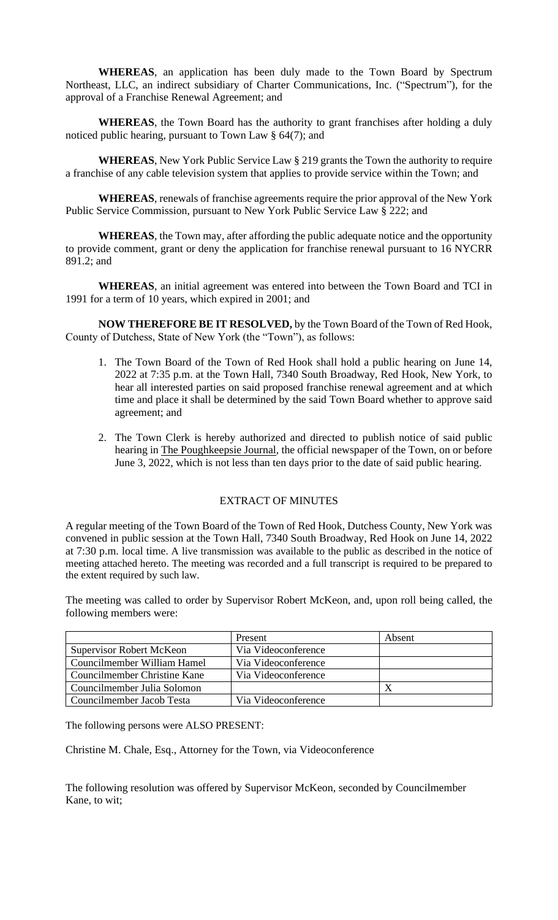**WHEREAS**, an application has been duly made to the Town Board by Spectrum Northeast, LLC, an indirect subsidiary of Charter Communications, Inc. ("Spectrum"), for the approval of a Franchise Renewal Agreement; and

**WHEREAS**, the Town Board has the authority to grant franchises after holding a duly noticed public hearing, pursuant to Town Law § 64(7); and

**WHEREAS**, New York Public Service Law § 219 grants the Town the authority to require a franchise of any cable television system that applies to provide service within the Town; and

**WHEREAS**, renewals of franchise agreements require the prior approval of the New York Public Service Commission, pursuant to New York Public Service Law § 222; and

**WHEREAS**, the Town may, after affording the public adequate notice and the opportunity to provide comment, grant or deny the application for franchise renewal pursuant to 16 NYCRR 891.2; and

**WHEREAS**, an initial agreement was entered into between the Town Board and TCI in 1991 for a term of 10 years, which expired in 2001; and

**NOW THEREFORE BE IT RESOLVED,** by the Town Board of the Town of Red Hook, County of Dutchess, State of New York (the "Town"), as follows:

1. The Town Board of the Town of Red Hook shall hold a public hearing on June 14, 2022 at 7:35 p.m. at the Town Hall, 7340 South Broadway, Red Hook, New York, to hear all interested parties on said proposed franchise renewal agreement and at which time and place it shall be determined by the said Town Board whether to approve said agreement; and

2. The Town Clerk is hereby authorized and directed to publish notice of said public hearing in The Poughkeepsie Journal, the official newspaper of the Town, on or before June 3, 2022, which is not less than ten days prior to the date of said public hearing.

## EXTRACT OF MINUTES

A regular meeting of the Town Board of the Town of Red Hook, Dutchess County, New York was convened in public session at the Town Hall, 7340 South Broadway, Red Hook on June 14, 2022 at 7:30 p.m. local time. A live transmission was available to the public as described in the notice of meeting attached hereto. The meeting was recorded and a full transcript is required to be prepared to the extent required by such law.

The meeting was called to order by Supervisor Robert McKeon, and, upon roll being called, the following members were:

| | Present | Absent |
|---|---|---|
| Supervisor Robert McKeon | Via Videoconference | |
| Councilmember William Hamel | Via Videoconference | |
| Councilmember Christine Kane | Via Videoconference | |
| Councilmember Julia Solomon | | X |
| Councilmember Jacob Testa | Via Videoconference | |

The following persons were ALSO PRESENT:

Christine M. Chale, Esq., Attorney for the Town, via Videoconference

The following resolution was offered by Supervisor McKeon, seconded by Councilmember Kane, to wit;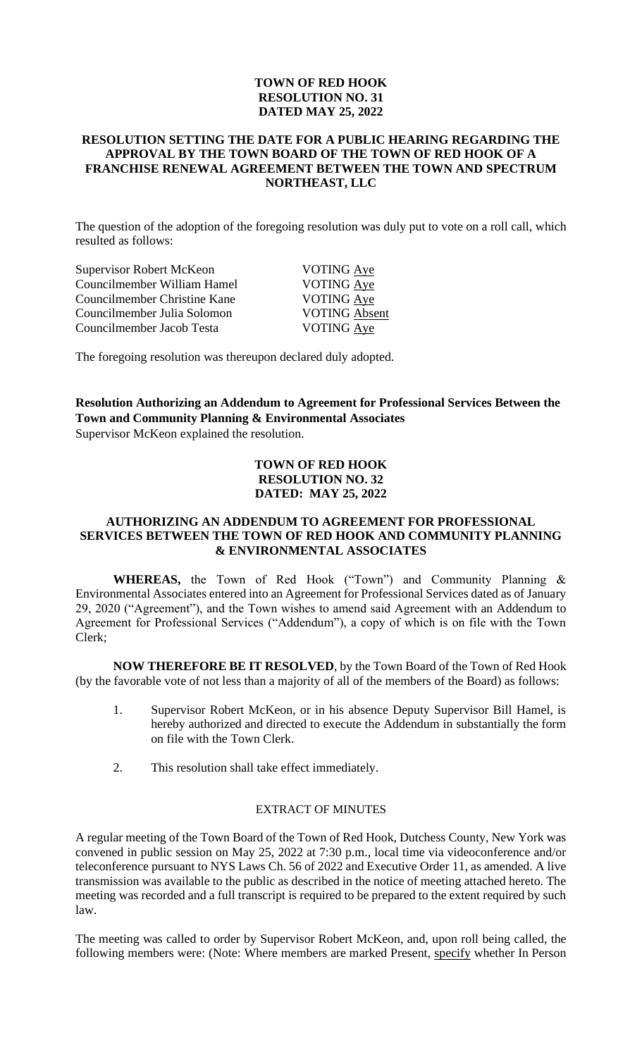**TOWN OF RED HOOK**
**RESOLUTION NO. 31**
**DATED MAY 25, 2022**

**RESOLUTION SETTING THE DATE FOR A PUBLIC HEARING REGARDING THE APPROVAL BY THE TOWN BOARD OF THE TOWN OF RED HOOK OF A FRANCHISE RENEWAL AGREEMENT BETWEEN THE TOWN AND SPECTRUM NORTHEAST, LLC**

The question of the adoption of the foregoing resolution was duly put to vote on a roll call, which resulted as follows:

| | |
|---|---|
| Supervisor Robert McKeon | VOTING Aye |
| Councilmember William Hamel | VOTING Aye |
| Councilmember Christine Kane | VOTING Aye |
| Councilmember Julia Solomon | VOTING Absent |
| Councilmember Jacob Testa | VOTING Aye |

The foregoing resolution was thereupon declared duly adopted.

**Resolution Authorizing an Addendum to Agreement for Professional Services Between the Town and Community Planning & Environmental Associates**
Supervisor McKeon explained the resolution.

**TOWN OF RED HOOK**
**RESOLUTION NO. 32**
**DATED: MAY 25, 2022**

**AUTHORIZING AN ADDENDUM TO AGREEMENT FOR PROFESSIONAL SERVICES BETWEEN THE TOWN OF RED HOOK AND COMMUNITY PLANNING & ENVIRONMENTAL ASSOCIATES**

**WHEREAS,** the Town of Red Hook ("Town") and Community Planning & Environmental Associates entered into an Agreement for Professional Services dated as of January 29, 2020 ("Agreement"), and the Town wishes to amend said Agreement with an Addendum to Agreement for Professional Services ("Addendum"), a copy of which is on file with the Town Clerk;

**NOW THEREFORE BE IT RESOLVED**, by the Town Board of the Town of Red Hook (by the favorable vote of not less than a majority of all of the members of the Board) as follows:

1. Supervisor Robert McKeon, or in his absence Deputy Supervisor Bill Hamel, is hereby authorized and directed to execute the Addendum in substantially the form on file with the Town Clerk.
2. This resolution shall take effect immediately.

EXTRACT OF MINUTES

A regular meeting of the Town Board of the Town of Red Hook, Dutchess County, New York was convened in public session on May 25, 2022 at 7:30 p.m., local time via videoconference and/or teleconference pursuant to NYS Laws Ch. 56 of 2022 and Executive Order 11, as amended. A live transmission was available to the public as described in the notice of meeting attached hereto. The meeting was recorded and a full transcript is required to be prepared to the extent required by such law.

The meeting was called to order by Supervisor Robert McKeon, and, upon roll being called, the following members were: (Note: Where members are marked Present, specify whether In Person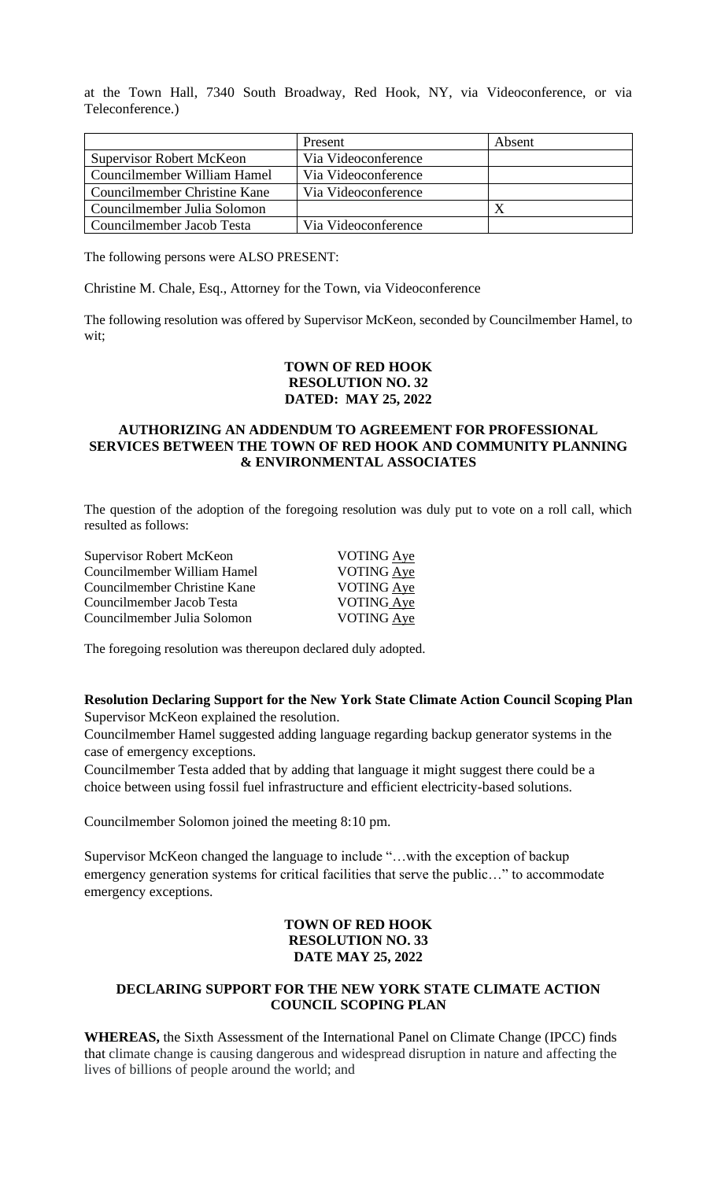at the Town Hall, 7340 South Broadway, Red Hook, NY, via Videoconference, or via Teleconference.)

| | Present | Absent |
|---|---|---|
| Supervisor Robert McKeon | Via Videoconference | |
| Councilmember William Hamel | Via Videoconference | |
| Councilmember Christine Kane | Via Videoconference | |
| Councilmember Julia Solomon | | X |
| Councilmember Jacob Testa | Via Videoconference | |

The following persons were ALSO PRESENT:

Christine M. Chale, Esq., Attorney for the Town, via Videoconference

The following resolution was offered by Supervisor McKeon, seconded by Councilmember Hamel, to wit;

**TOWN OF RED HOOK**
**RESOLUTION NO. 32**
**DATED: MAY 25, 2022**

**AUTHORIZING AN ADDENDUM TO AGREEMENT FOR PROFESSIONAL SERVICES BETWEEN THE TOWN OF RED HOOK AND COMMUNITY PLANNING & ENVIRONMENTAL ASSOCIATES**

The question of the adoption of the foregoing resolution was duly put to vote on a roll call, which resulted as follows:

Supervisor Robert McKeon VOTING Aye
Councilmember William Hamel VOTING Aye
Councilmember Christine Kane VOTING Aye
Councilmember Jacob Testa VOTING Aye
Councilmember Julia Solomon VOTING Aye

The foregoing resolution was thereupon declared duly adopted.

**Resolution Declaring Support for the New York State Climate Action Council Scoping Plan**
Supervisor McKeon explained the resolution.

Councilmember Hamel suggested adding language regarding backup generator systems in the case of emergency exceptions.

Councilmember Testa added that by adding that language it might suggest there could be a choice between using fossil fuel infrastructure and efficient electricity-based solutions.

Councilmember Solomon joined the meeting 8:10 pm.

Supervisor McKeon changed the language to include "…with the exception of backup emergency generation systems for critical facilities that serve the public…" to accommodate emergency exceptions.

**TOWN OF RED HOOK**
**RESOLUTION NO. 33**
**DATE MAY 25, 2022**

**DECLARING SUPPORT FOR THE NEW YORK STATE CLIMATE ACTION COUNCIL SCOPING PLAN**

**WHEREAS,** the Sixth Assessment of the International Panel on Climate Change (IPCC) finds that climate change is causing dangerous and widespread disruption in nature and affecting the lives of billions of people around the world; and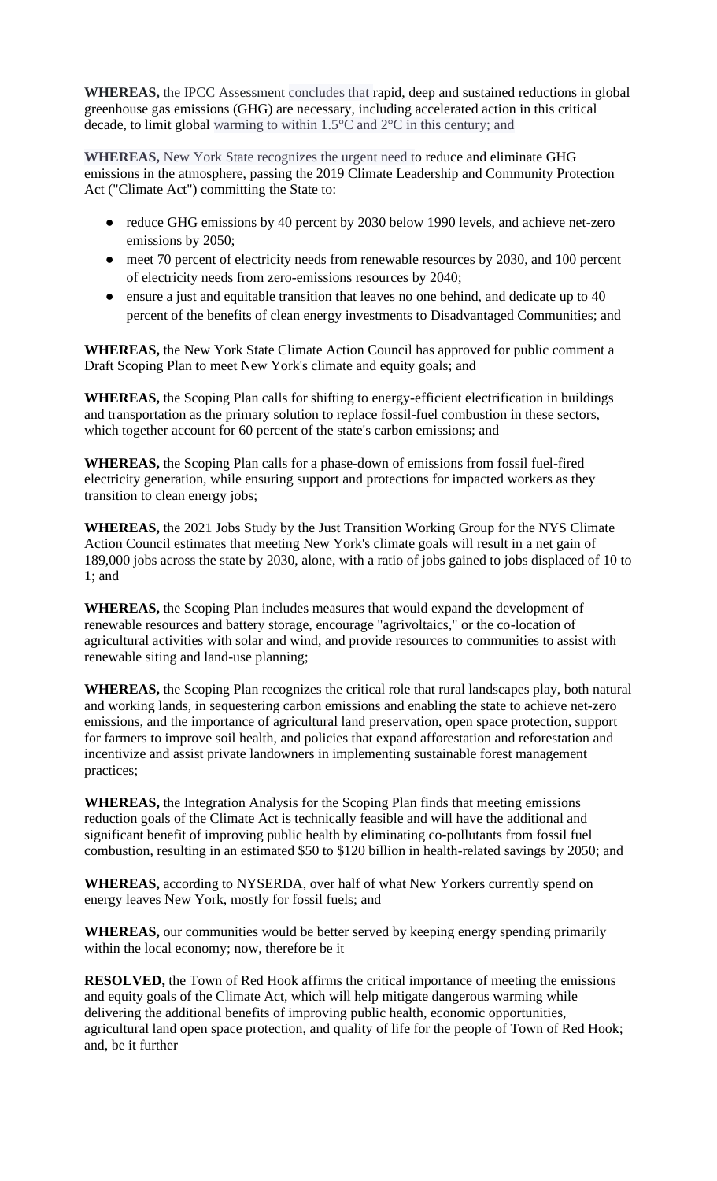**WHEREAS,** the IPCC Assessment concludes that rapid, deep and sustained reductions in global greenhouse gas emissions (GHG) are necessary, including accelerated action in this critical decade, to limit global warming to within 1.5°C and 2°C in this century; and

**WHEREAS,** New York State recognizes the urgent need to reduce and eliminate GHG emissions in the atmosphere, passing the 2019 Climate Leadership and Community Protection Act ("Climate Act") committing the State to:

- reduce GHG emissions by 40 percent by 2030 below 1990 levels, and achieve net-zero emissions by 2050;
- meet 70 percent of electricity needs from renewable resources by 2030, and 100 percent of electricity needs from zero-emissions resources by 2040;
- ensure a just and equitable transition that leaves no one behind, and dedicate up to 40 percent of the benefits of clean energy investments to Disadvantaged Communities; and

**WHEREAS,** the New York State Climate Action Council has approved for public comment a Draft Scoping Plan to meet New York's climate and equity goals; and

**WHEREAS,** the Scoping Plan calls for shifting to energy-efficient electrification in buildings and transportation as the primary solution to replace fossil-fuel combustion in these sectors, which together account for 60 percent of the state's carbon emissions; and

**WHEREAS,** the Scoping Plan calls for a phase-down of emissions from fossil fuel-fired electricity generation, while ensuring support and protections for impacted workers as they transition to clean energy jobs;

**WHEREAS,** the 2021 Jobs Study by the Just Transition Working Group for the NYS Climate Action Council estimates that meeting New York's climate goals will result in a net gain of 189,000 jobs across the state by 2030, alone, with a ratio of jobs gained to jobs displaced of 10 to 1; and

**WHEREAS,** the Scoping Plan includes measures that would expand the development of renewable resources and battery storage, encourage "agrivoltaics," or the co-location of agricultural activities with solar and wind, and provide resources to communities to assist with renewable siting and land-use planning;

**WHEREAS,** the Scoping Plan recognizes the critical role that rural landscapes play, both natural and working lands, in sequestering carbon emissions and enabling the state to achieve net-zero emissions, and the importance of agricultural land preservation, open space protection, support for farmers to improve soil health, and policies that expand afforestation and reforestation and incentivize and assist private landowners in implementing sustainable forest management practices;

**WHEREAS,** the Integration Analysis for the Scoping Plan finds that meeting emissions reduction goals of the Climate Act is technically feasible and will have the additional and significant benefit of improving public health by eliminating co-pollutants from fossil fuel combustion, resulting in an estimated $50 to $120 billion in health-related savings by 2050; and

**WHEREAS,** according to NYSERDA, over half of what New Yorkers currently spend on energy leaves New York, mostly for fossil fuels; and

**WHEREAS,** our communities would be better served by keeping energy spending primarily within the local economy; now, therefore be it

**RESOLVED,** the Town of Red Hook affirms the critical importance of meeting the emissions and equity goals of the Climate Act, which will help mitigate dangerous warming while delivering the additional benefits of improving public health, economic opportunities, agricultural land open space protection, and quality of life for the people of Town of Red Hook; and, be it further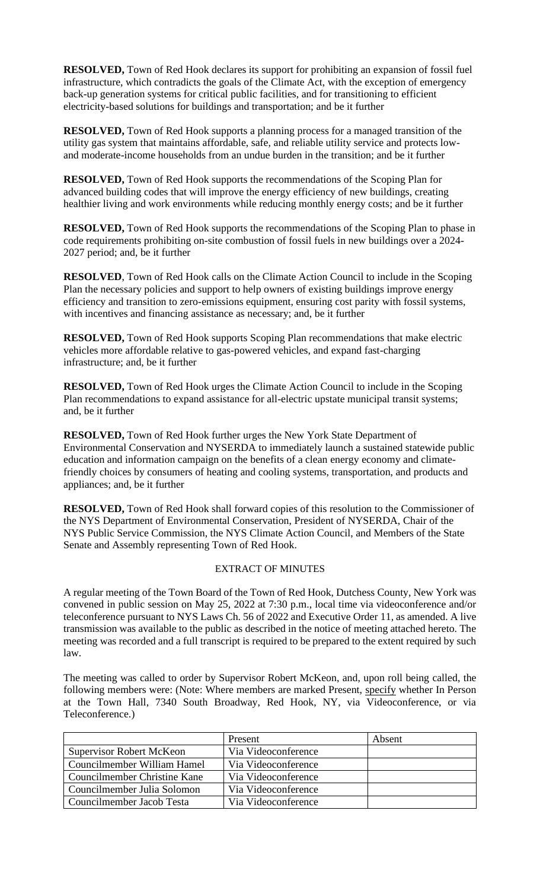**RESOLVED,** Town of Red Hook declares its support for prohibiting an expansion of fossil fuel infrastructure, which contradicts the goals of the Climate Act, with the exception of emergency back-up generation systems for critical public facilities, and for transitioning to efficient electricity-based solutions for buildings and transportation; and be it further

**RESOLVED,** Town of Red Hook supports a planning process for a managed transition of the utility gas system that maintains affordable, safe, and reliable utility service and protects low- and moderate-income households from an undue burden in the transition; and be it further

**RESOLVED,** Town of Red Hook supports the recommendations of the Scoping Plan for advanced building codes that will improve the energy efficiency of new buildings, creating healthier living and work environments while reducing monthly energy costs; and be it further

**RESOLVED,** Town of Red Hook supports the recommendations of the Scoping Plan to phase in code requirements prohibiting on-site combustion of fossil fuels in new buildings over a 2024-2027 period; and, be it further

**RESOLVED**, Town of Red Hook calls on the Climate Action Council to include in the Scoping Plan the necessary policies and support to help owners of existing buildings improve energy efficiency and transition to zero-emissions equipment, ensuring cost parity with fossil systems, with incentives and financing assistance as necessary; and, be it further

**RESOLVED,** Town of Red Hook supports Scoping Plan recommendations that make electric vehicles more affordable relative to gas-powered vehicles, and expand fast-charging infrastructure; and, be it further

**RESOLVED,** Town of Red Hook urges the Climate Action Council to include in the Scoping Plan recommendations to expand assistance for all-electric upstate municipal transit systems; and, be it further

**RESOLVED,** Town of Red Hook further urges the New York State Department of Environmental Conservation and NYSERDA to immediately launch a sustained statewide public education and information campaign on the benefits of a clean energy economy and climate-friendly choices by consumers of heating and cooling systems, transportation, and products and appliances; and, be it further

**RESOLVED,** Town of Red Hook shall forward copies of this resolution to the Commissioner of the NYS Department of Environmental Conservation, President of NYSERDA, Chair of the NYS Public Service Commission, the NYS Climate Action Council, and Members of the State Senate and Assembly representing Town of Red Hook.

## EXTRACT OF MINUTES

A regular meeting of the Town Board of the Town of Red Hook, Dutchess County, New York was convened in public session on May 25, 2022 at 7:30 p.m., local time via videoconference and/or teleconference pursuant to NYS Laws Ch. 56 of 2022 and Executive Order 11, as amended. A live transmission was available to the public as described in the notice of meeting attached hereto. The meeting was recorded and a full transcript is required to be prepared to the extent required by such law.

The meeting was called to order by Supervisor Robert McKeon, and, upon roll being called, the following members were: (Note: Where members are marked Present, specify whether In Person at the Town Hall, 7340 South Broadway, Red Hook, NY, via Videoconference, or via Teleconference.)

| | Present | Absent |
|---|---|---|
| Supervisor Robert McKeon | Via Videoconference | |
| Councilmember William Hamel | Via Videoconference | |
| Councilmember Christine Kane | Via Videoconference | |
| Councilmember Julia Solomon | Via Videoconference | |
| Councilmember Jacob Testa | Via Videoconference | |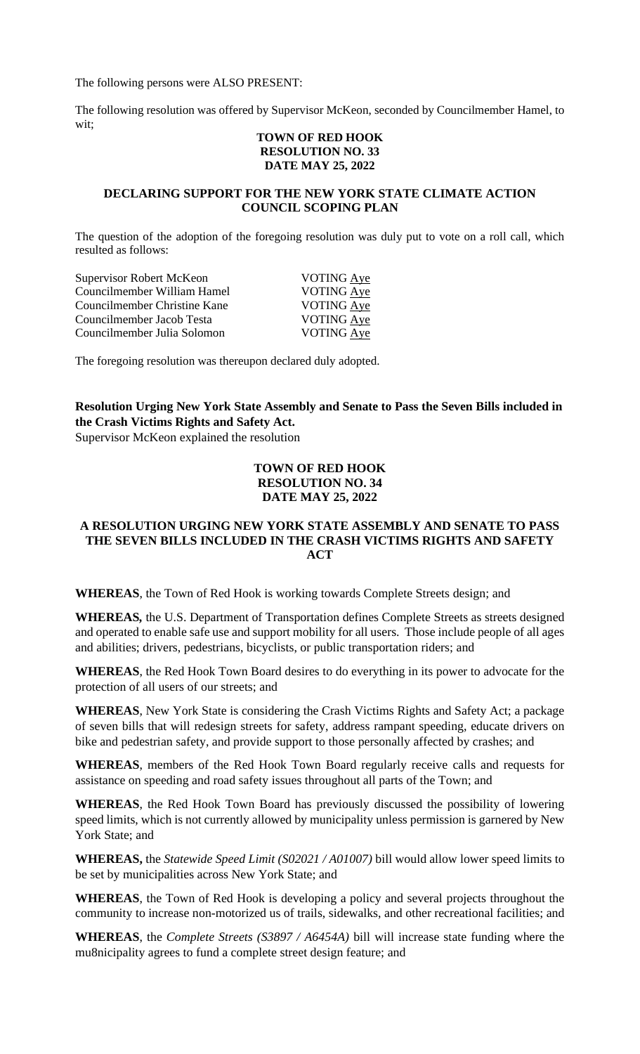The following persons were ALSO PRESENT:

The following resolution was offered by Supervisor McKeon, seconded by Councilmember Hamel, to wit;

**TOWN OF RED HOOK**
**RESOLUTION NO. 33**
**DATE MAY 25, 2022**

**DECLARING SUPPORT FOR THE NEW YORK STATE CLIMATE ACTION COUNCIL SCOPING PLAN**

The question of the adoption of the foregoing resolution was duly put to vote on a roll call, which resulted as follows:

| | |
|---|---|
| Supervisor Robert McKeon | VOTING Aye |
| Councilmember William Hamel | VOTING Aye |
| Councilmember Christine Kane | VOTING Aye |
| Councilmember Jacob Testa | VOTING Aye |
| Councilmember Julia Solomon | VOTING Aye |

The foregoing resolution was thereupon declared duly adopted.

**Resolution Urging New York State Assembly and Senate to Pass the Seven Bills included in the Crash Victims Rights and Safety Act.**

Supervisor McKeon explained the resolution

**TOWN OF RED HOOK**
**RESOLUTION NO. 34**
**DATE MAY 25, 2022**

**A RESOLUTION URGING NEW YORK STATE ASSEMBLY AND SENATE TO PASS THE SEVEN BILLS INCLUDED IN THE CRASH VICTIMS RIGHTS AND SAFETY ACT**

**WHEREAS**, the Town of Red Hook is working towards Complete Streets design; and

**WHEREAS,** the U.S. Department of Transportation defines Complete Streets as streets designed and operated to enable safe use and support mobility for all users. Those include people of all ages and abilities; drivers, pedestrians, bicyclists, or public transportation riders; and

**WHEREAS**, the Red Hook Town Board desires to do everything in its power to advocate for the protection of all users of our streets; and

**WHEREAS**, New York State is considering the Crash Victims Rights and Safety Act; a package of seven bills that will redesign streets for safety, address rampant speeding, educate drivers on bike and pedestrian safety, and provide support to those personally affected by crashes; and

**WHEREAS**, members of the Red Hook Town Board regularly receive calls and requests for assistance on speeding and road safety issues throughout all parts of the Town; and

**WHEREAS**, the Red Hook Town Board has previously discussed the possibility of lowering speed limits, which is not currently allowed by municipality unless permission is garnered by New York State; and

**WHEREAS,** the *Statewide Speed Limit (S02021 / A01007)* bill would allow lower speed limits to be set by municipalities across New York State; and

**WHEREAS**, the Town of Red Hook is developing a policy and several projects throughout the community to increase non-motorized us of trails, sidewalks, and other recreational facilities; and

**WHEREAS**, the *Complete Streets (S3897 / A6454A)* bill will increase state funding where the mu8nicipality agrees to fund a complete street design feature; and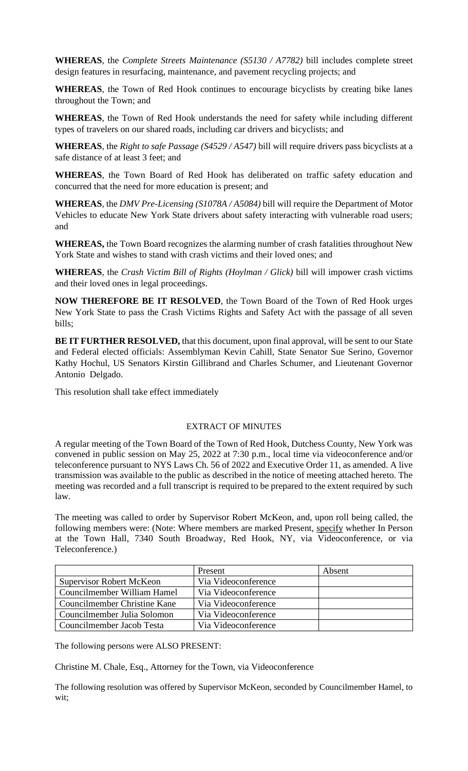**WHEREAS**, the *Complete Streets Maintenance (S5130 / A7782)* bill includes complete street design features in resurfacing, maintenance, and pavement recycling projects; and

**WHEREAS**, the Town of Red Hook continues to encourage bicyclists by creating bike lanes throughout the Town; and

**WHEREAS**, the Town of Red Hook understands the need for safety while including different types of travelers on our shared roads, including car drivers and bicyclists; and

**WHEREAS**, the *Right to safe Passage (S4529 / A547)* bill will require drivers pass bicyclists at a safe distance of at least 3 feet; and

**WHEREAS**, the Town Board of Red Hook has deliberated on traffic safety education and concurred that the need for more education is present; and

**WHEREAS**, the *DMV Pre-Licensing (S1078A / A5084)* bill will require the Department of Motor Vehicles to educate New York State drivers about safety interacting with vulnerable road users; and

**WHEREAS,** the Town Board recognizes the alarming number of crash fatalities throughout New York State and wishes to stand with crash victims and their loved ones; and

**WHEREAS**, the *Crash Victim Bill of Rights (Hoylman / Glick)* bill will impower crash victims and their loved ones in legal proceedings.

**NOW THEREFORE BE IT RESOLVED**, the Town Board of the Town of Red Hook urges New York State to pass the Crash Victims Rights and Safety Act with the passage of all seven bills;

**BE IT FURTHER RESOLVED,** that this document, upon final approval, will be sent to our State and Federal elected officials: Assemblyman Kevin Cahill, State Senator Sue Serino, Governor Kathy Hochul, US Senators Kirstin Gillibrand and Charles Schumer, and Lieutenant Governor Antonio Delgado.

This resolution shall take effect immediately

EXTRACT OF MINUTES

A regular meeting of the Town Board of the Town of Red Hook, Dutchess County, New York was convened in public session on May 25, 2022 at 7:30 p.m., local time via videoconference and/or teleconference pursuant to NYS Laws Ch. 56 of 2022 and Executive Order 11, as amended. A live transmission was available to the public as described in the notice of meeting attached hereto. The meeting was recorded and a full transcript is required to be prepared to the extent required by such law.

The meeting was called to order by Supervisor Robert McKeon, and, upon roll being called, the following members were: (Note: Where members are marked Present, specify whether In Person at the Town Hall, 7340 South Broadway, Red Hook, NY, via Videoconference, or via Teleconference.)

| | Present | Absent |
|---|---|---|
| Supervisor Robert McKeon | Via Videoconference | |
| Councilmember William Hamel | Via Videoconference | |
| Councilmember Christine Kane | Via Videoconference | |
| Councilmember Julia Solomon | Via Videoconference | |
| Councilmember Jacob Testa | Via Videoconference | |

The following persons were ALSO PRESENT:

Christine M. Chale, Esq., Attorney for the Town, via Videoconference

The following resolution was offered by Supervisor McKeon, seconded by Councilmember Hamel, to wit;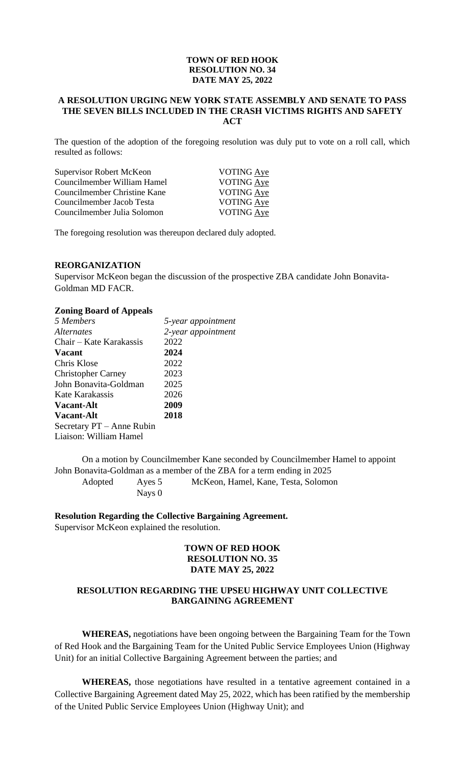**TOWN OF RED HOOK**
**RESOLUTION NO. 34**
**DATE MAY 25, 2022**

**A RESOLUTION URGING NEW YORK STATE ASSEMBLY AND SENATE TO PASS THE SEVEN BILLS INCLUDED IN THE CRASH VICTIMS RIGHTS AND SAFETY ACT**

The question of the adoption of the foregoing resolution was duly put to vote on a roll call, which resulted as follows:

| | |
|---|---|
| Supervisor Robert McKeon | VOTING Aye |
| Councilmember William Hamel | VOTING Aye |
| Councilmember Christine Kane | VOTING Aye |
| Councilmember Jacob Testa | VOTING Aye |
| Councilmember Julia Solomon | VOTING Aye |

The foregoing resolution was thereupon declared duly adopted.

**REORGANIZATION**

Supervisor McKeon began the discussion of the prospective ZBA candidate John Bonavita-Goldman MD FACR.

**Zoning Board of Appeals**

| | |
|---|---|
| *5 Members* | *5-year appointment* |
| *Alternates* | *2-year appointment* |
| Chair – Kate Karakassis | 2022 |
| **Vacant** | **2024** |
| Chris Klose | 2022 |
| Christopher Carney | 2023 |
| John Bonavita-Goldman | 2025 |
| Kate Karakassis | 2026 |
| **Vacant-Alt** | **2009** |
| **Vacant-Alt** | **2018** |
| Secretary PT – Anne Rubin | |
| Liaison: William Hamel | |

On a motion by Councilmember Kane seconded by Councilmember Hamel to appoint John Bonavita-Goldman as a member of the ZBA for a term ending in 2025

Adopted Ayes 5 McKeon, Hamel, Kane, Testa, Solomon
Nays 0

**Resolution Regarding the Collective Bargaining Agreement.**

Supervisor McKeon explained the resolution.

**TOWN OF RED HOOK**
**RESOLUTION NO. 35**
**DATE MAY 25, 2022**

**RESOLUTION REGARDING THE UPSEU HIGHWAY UNIT COLLECTIVE BARGAINING AGREEMENT**

**WHEREAS,** negotiations have been ongoing between the Bargaining Team for the Town of Red Hook and the Bargaining Team for the United Public Service Employees Union (Highway Unit) for an initial Collective Bargaining Agreement between the parties; and

**WHEREAS,** those negotiations have resulted in a tentative agreement contained in a Collective Bargaining Agreement dated May 25, 2022, which has been ratified by the membership of the United Public Service Employees Union (Highway Unit); and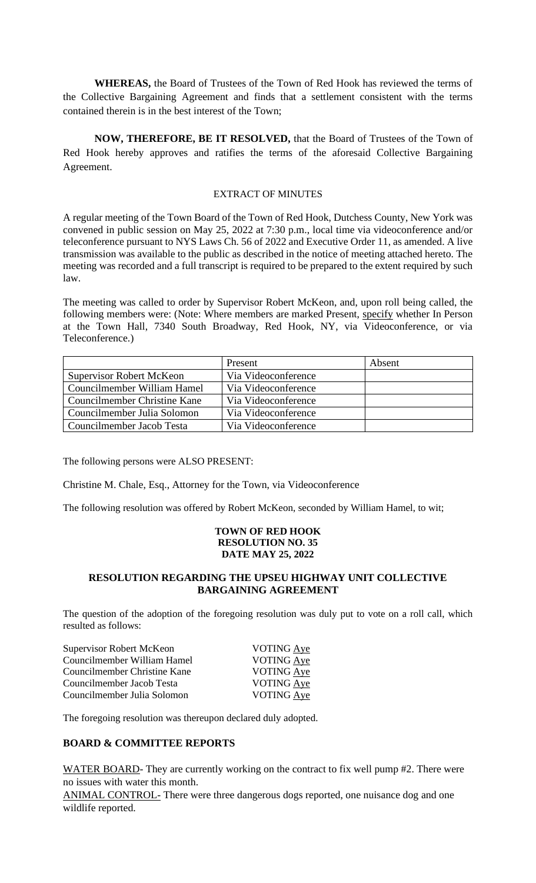**WHEREAS,** the Board of Trustees of the Town of Red Hook has reviewed the terms of the Collective Bargaining Agreement and finds that a settlement consistent with the terms contained therein is in the best interest of the Town;

**NOW, THEREFORE, BE IT RESOLVED,** that the Board of Trustees of the Town of Red Hook hereby approves and ratifies the terms of the aforesaid Collective Bargaining Agreement.

EXTRACT OF MINUTES

A regular meeting of the Town Board of the Town of Red Hook, Dutchess County, New York was convened in public session on May 25, 2022 at 7:30 p.m., local time via videoconference and/or teleconference pursuant to NYS Laws Ch. 56 of 2022 and Executive Order 11, as amended. A live transmission was available to the public as described in the notice of meeting attached hereto. The meeting was recorded and a full transcript is required to be prepared to the extent required by such law.

The meeting was called to order by Supervisor Robert McKeon, and, upon roll being called, the following members were: (Note: Where members are marked Present, specify whether In Person at the Town Hall, 7340 South Broadway, Red Hook, NY, via Videoconference, or via Teleconference.)

| | Present | Absent |
|---|---|---|
| Supervisor Robert McKeon | Via Videoconference | |
| Councilmember William Hamel | Via Videoconference | |
| Councilmember Christine Kane | Via Videoconference | |
| Councilmember Julia Solomon | Via Videoconference | |
| Councilmember Jacob Testa | Via Videoconference | |

The following persons were ALSO PRESENT:

Christine M. Chale, Esq., Attorney for the Town, via Videoconference

The following resolution was offered by Robert McKeon, seconded by William Hamel, to wit;

**TOWN OF RED HOOK**
**RESOLUTION NO. 35**
**DATE MAY 25, 2022**

**RESOLUTION REGARDING THE UPSEU HIGHWAY UNIT COLLECTIVE BARGAINING AGREEMENT**

The question of the adoption of the foregoing resolution was duly put to vote on a roll call, which resulted as follows:

Supervisor Robert McKeon VOTING Aye
Councilmember William Hamel VOTING Aye
Councilmember Christine Kane VOTING Aye
Councilmember Jacob Testa VOTING Aye
Councilmember Julia Solomon VOTING Aye

The foregoing resolution was thereupon declared duly adopted.

## BOARD & COMMITTEE REPORTS

WATER BOARD- They are currently working on the contract to fix well pump #2. There were no issues with water this month.

ANIMAL CONTROL- There were three dangerous dogs reported, one nuisance dog and one wildlife reported.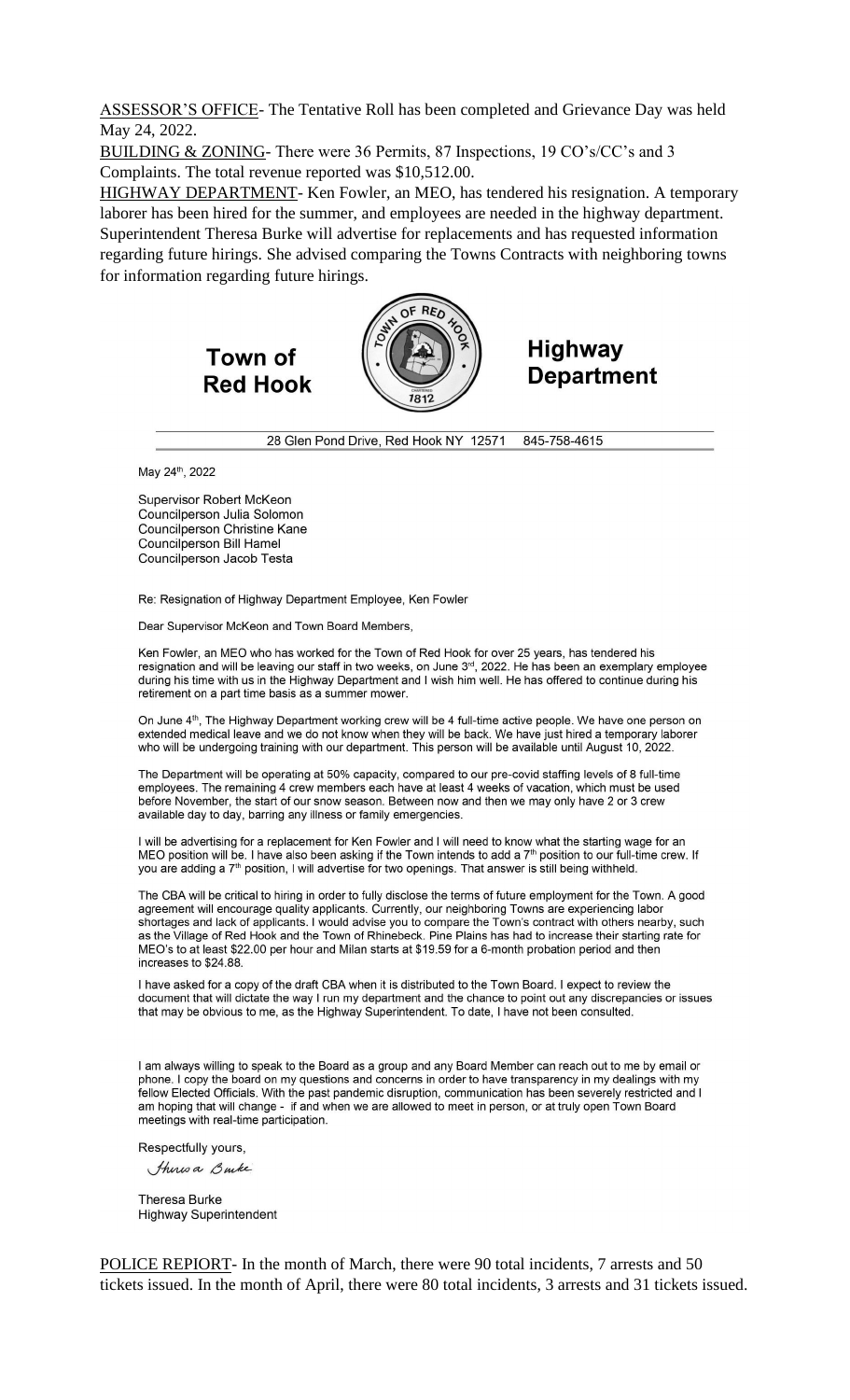ASSESSOR'S OFFICE- The Tentative Roll has been completed and Grievance Day was held May 24, 2022.

BUILDING & ZONING- There were 36 Permits, 87 Inspections, 19 CO's/CC's and 3 Complaints. The total revenue reported was $10,512.00.

HIGHWAY DEPARTMENT- Ken Fowler, an MEO, has tendered his resignation. A temporary laborer has been hired for the summer, and employees are needed in the highway department. Superintendent Theresa Burke will advertise for replacements and has requested information regarding future hirings. She advised comparing the Towns Contracts with neighboring towns for information regarding future hirings.

**Town of Red Hook** **Highway Department**

28 Glen Pond Drive, Red Hook NY 12571 845-758-4615

May 24th, 2022

Supervisor Robert McKeon
Councilperson Julia Solomon
Councilperson Christine Kane
Councilperson Bill Hamel
Councilperson Jacob Testa

Re: Resignation of Highway Department Employee, Ken Fowler

Dear Supervisor McKeon and Town Board Members,

Ken Fowler, an MEO who has worked for the Town of Red Hook for over 25 years, has tendered his resignation and will be leaving our staff in two weeks, on June 3rd, 2022. He has been an exemplary employee during his time with us in the Highway Department and I wish him well. He has offered to continue during his retirement on a part time basis as a summer mower.

On June 4th, The Highway Department working crew will be 4 full-time active people. We have one person on extended medical leave and we do not know when they will be back. We have just hired a temporary laborer who will be undergoing training with our department. This person will be available until August 10, 2022.

The Department will be operating at 50% capacity, compared to our pre-covid staffing levels of 8 full-time employees. The remaining 4 crew members each have at least 4 weeks of vacation, which must be used before November, the start of our snow season. Between now and then we may only have 2 or 3 crew available day to day, barring any illness or family emergencies.

I will be advertising for a replacement for Ken Fowler and I will need to know what the starting wage for an MEO position will be. I have also been asking if the Town intends to add a 7th position to our full-time crew. If you are adding a 7th position, I will advertise for two openings. That answer is still being withheld.

The CBA will be critical to hiring in order to fully disclose the terms of future employment for the Town. A good agreement will encourage quality applicants. Currently, our neighboring Towns are experiencing labor shortages and lack of applicants. I would advise you to compare the Town's contract with others nearby, such as the Village of Red Hook and the Town of Rhinebeck. Pine Plains has had to increase their starting rate for MEO's to at least $22.00 per hour and Milan starts at $19.59 for a 6-month probation period and then increases to $24.88.

I have asked for a copy of the draft CBA when it is distributed to the Town Board. I expect to review the document that will dictate the way I run my department and the chance to point out any discrepancies or issues that may be obvious to me, as the Highway Superintendent. To date, I have not been consulted.

I am always willing to speak to the Board as a group and any Board Member can reach out to me by email or phone. I copy the board on my questions and concerns in order to have transparency in my dealings with my fellow Elected Officials. With the past pandemic disruption, communication has been severely restricted and I am hoping that will change - if and when we are allowed to meet in person, or at truly open Town Board meetings with real-time participation.

Respectfully yours,

*Theresa Burke*

Theresa Burke
Highway Superintendent

POLICE REPIORT- In the month of March, there were 90 total incidents, 7 arrests and 50 tickets issued. In the month of April, there were 80 total incidents, 3 arrests and 31 tickets issued.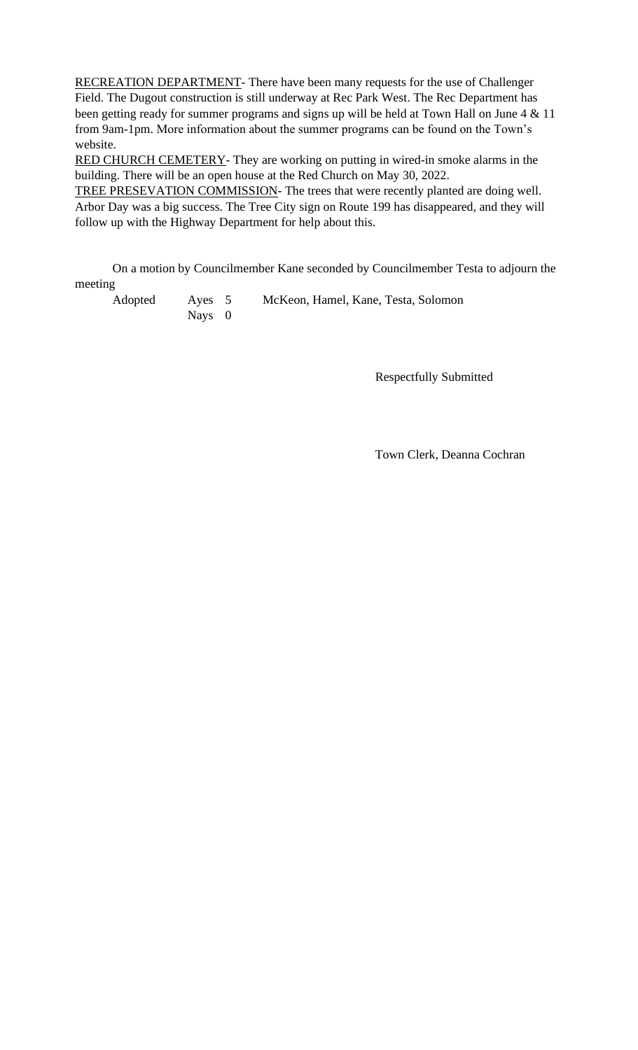RECREATION DEPARTMENT- There have been many requests for the use of Challenger Field. The Dugout construction is still underway at Rec Park West. The Rec Department has been getting ready for summer programs and signs up will be held at Town Hall on June 4 & 11 from 9am-1pm. More information about the summer programs can be found on the Town's website.

RED CHURCH CEMETERY- They are working on putting in wired-in smoke alarms in the building. There will be an open house at the Red Church on May 30, 2022.

TREE PRESEVATION COMMISSION- The trees that were recently planted are doing well. Arbor Day was a big success. The Tree City sign on Route 199 has disappeared, and they will follow up with the Highway Department for help about this.

On a motion by Councilmember Kane seconded by Councilmember Testa to adjourn the meeting

| | | |
|---|---|---|
| Adopted | Ayes 5 | McKeon, Hamel, Kane, Testa, Solomon |
| | Nays 0 | |

Respectfully Submitted

Town Clerk, Deanna Cochran